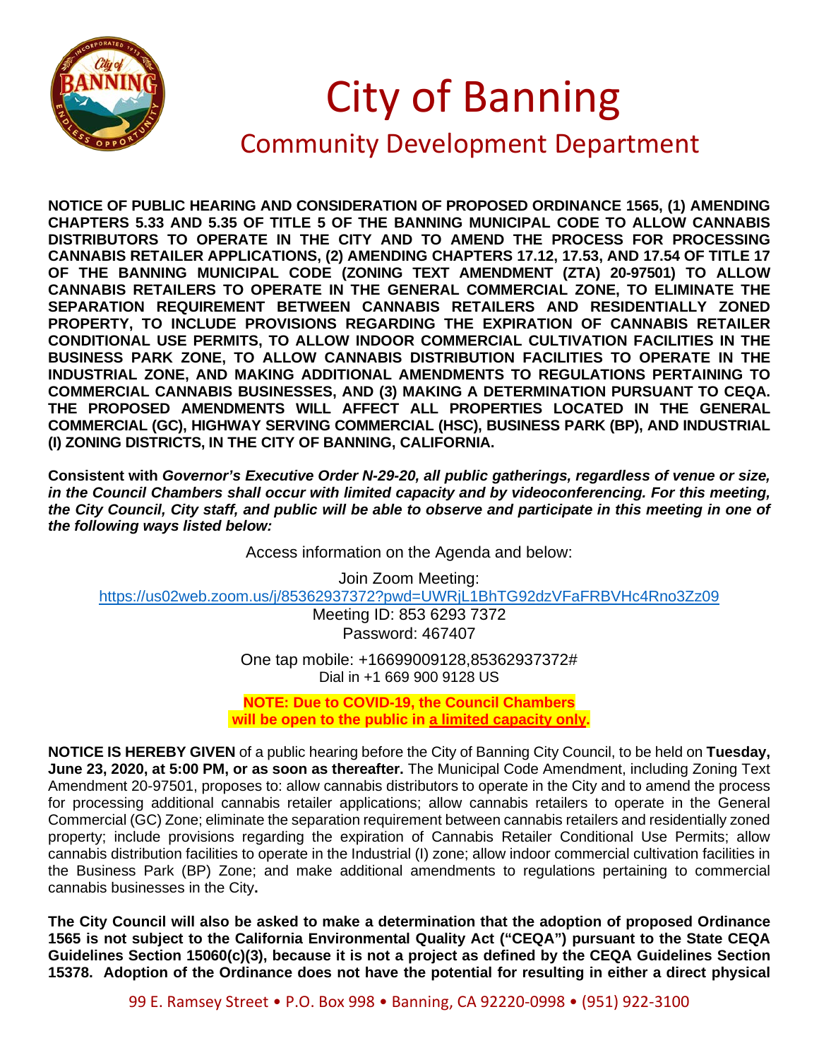# City of Banning

## Community Development Department

**NOTICE OF PUBLIC HEARING AND CONSIDERATION OF PROPOSED ORDINANCE 1565, (1) AMENDING CHAPTERS 5.33 AND 5.35 OF TITLE 5 OF THE BANNING MUNICIPAL CODE TO ALLOW CANNABIS DISTRIBUTORS TO OPERATE IN THE CITY AND TO AMEND THE PROCESS FOR PROCESSING CANNABIS RETAILER APPLICATIONS, (2) AMENDING CHAPTERS 17.12, 17.53, AND 17.54 OF TITLE 17 OF THE BANNING MUNICIPAL CODE (ZONING TEXT AMENDMENT (ZTA) 20-97501) TO ALLOW CANNABIS RETAILERS TO OPERATE IN THE GENERAL COMMERCIAL ZONE, TO ELIMINATE THE SEPARATION REQUIREMENT BETWEEN CANNABIS RETAILERS AND RESIDENTIALLY ZONED PROPERTY, TO INCLUDE PROVISIONS REGARDING THE EXPIRATION OF CANNABIS RETAILER CONDITIONAL USE PERMITS, TO ALLOW INDOOR COMMERCIAL CULTIVATION FACILITIES IN THE BUSINESS PARK ZONE, TO ALLOW CANNABIS DISTRIBUTION FACILITIES TO OPERATE IN THE INDUSTRIAL ZONE, AND MAKING ADDITIONAL AMENDMENTS TO REGULATIONS PERTAINING TO COMMERCIAL CANNABIS BUSINESSES, AND (3) MAKING A DETERMINATION PURSUANT TO CEQA. THE PROPOSED AMENDMENTS WILL AFFECT ALL PROPERTIES LOCATED IN THE GENERAL COMMERCIAL (GC), HIGHWAY SERVING COMMERCIAL (HSC), BUSINESS PARK (BP), AND INDUSTRIAL (I) ZONING DISTRICTS, IN THE CITY OF BANNING, CALIFORNIA.**

**Consistent with *Governor's Executive Order N-29-20, all public gatherings, regardless of venue or size, in the Council Chambers shall occur with limited capacity and by videoconferencing. For this meeting, the City Council, City staff, and public will be able to observe and participate in this meeting in one of the following ways listed below:***

Access information on the Agenda and below:

Join Zoom Meeting:
https://us02web.zoom.us/j/85362937372?pwd=UWRjL1BhTG92dzVFaFRBVHc4Rno3Zz09
Meeting ID: 853 6293 7372
Password: 467407

One tap mobile: +16699009128,85362937372#
Dial in +1 669 900 9128 US

**NOTE: Due to COVID-19, the Council Chambers will be open to the public in a limited capacity only.**

**NOTICE IS HEREBY GIVEN** of a public hearing before the City of Banning City Council, to be held on **Tuesday, June 23, 2020, at 5:00 PM, or as soon as thereafter.** The Municipal Code Amendment, including Zoning Text Amendment 20-97501, proposes to: allow cannabis distributors to operate in the City and to amend the process for processing additional cannabis retailer applications; allow cannabis retailers to operate in the General Commercial (GC) Zone; eliminate the separation requirement between cannabis retailers and residentially zoned property; include provisions regarding the expiration of Cannabis Retailer Conditional Use Permits; allow cannabis distribution facilities to operate in the Industrial (I) zone; allow indoor commercial cultivation facilities in the Business Park (BP) Zone; and make additional amendments to regulations pertaining to commercial cannabis businesses in the City**.**

**The City Council will also be asked to make a determination that the adoption of proposed Ordinance 1565 is not subject to the California Environmental Quality Act ("CEQA") pursuant to the State CEQA Guidelines Section 15060(c)(3), because it is not a project as defined by the CEQA Guidelines Section 15378. Adoption of the Ordinance does not have the potential for resulting in either a direct physical**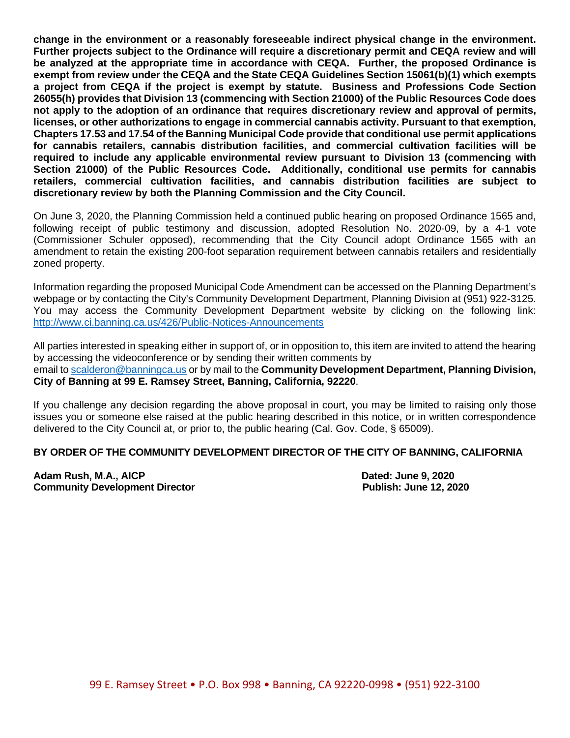**change in the environment or a reasonably foreseeable indirect physical change in the environment. Further projects subject to the Ordinance will require a discretionary permit and CEQA review and will be analyzed at the appropriate time in accordance with CEQA. Further, the proposed Ordinance is exempt from review under the CEQA and the State CEQA Guidelines Section 15061(b)(1) which exempts a project from CEQA if the project is exempt by statute. Business and Professions Code Section 26055(h) provides that Division 13 (commencing with Section 21000) of the Public Resources Code does not apply to the adoption of an ordinance that requires discretionary review and approval of permits, licenses, or other authorizations to engage in commercial cannabis activity. Pursuant to that exemption, Chapters 17.53 and 17.54 of the Banning Municipal Code provide that conditional use permit applications for cannabis retailers, cannabis distribution facilities, and commercial cultivation facilities will be required to include any applicable environmental review pursuant to Division 13 (commencing with Section 21000) of the Public Resources Code. Additionally, conditional use permits for cannabis retailers, commercial cultivation facilities, and cannabis distribution facilities are subject to discretionary review by both the Planning Commission and the City Council.**

On June 3, 2020, the Planning Commission held a continued public hearing on proposed Ordinance 1565 and, following receipt of public testimony and discussion, adopted Resolution No. 2020-09, by a 4-1 vote (Commissioner Schuler opposed), recommending that the City Council adopt Ordinance 1565 with an amendment to retain the existing 200-foot separation requirement between cannabis retailers and residentially zoned property.

Information regarding the proposed Municipal Code Amendment can be accessed on the Planning Department's webpage or by contacting the City's Community Development Department, Planning Division at (951) 922-3125. You may access the Community Development Department website by clicking on the following link: http://www.ci.banning.ca.us/426/Public-Notices-Announcements

All parties interested in speaking either in support of, or in opposition to, this item are invited to attend the hearing by accessing the videoconference or by sending their written comments by email to scalderon@banningca.us or by mail to the **Community Development Department, Planning Division, City of Banning at 99 E. Ramsey Street, Banning, California, 92220**.

If you challenge any decision regarding the above proposal in court, you may be limited to raising only those issues you or someone else raised at the public hearing described in this notice, or in written correspondence delivered to the City Council at, or prior to, the public hearing (Cal. Gov. Code, § 65009).

**BY ORDER OF THE COMMUNITY DEVELOPMENT DIRECTOR OF THE CITY OF BANNING, CALIFORNIA**

**Adam Rush, M.A., AICP**
**Community Development Director**

**Dated: June 9, 2020**
**Publish: June 12, 2020**

99 E. Ramsey Street • P.O. Box 998 • Banning, CA 92220-0998 • (951) 922-3100